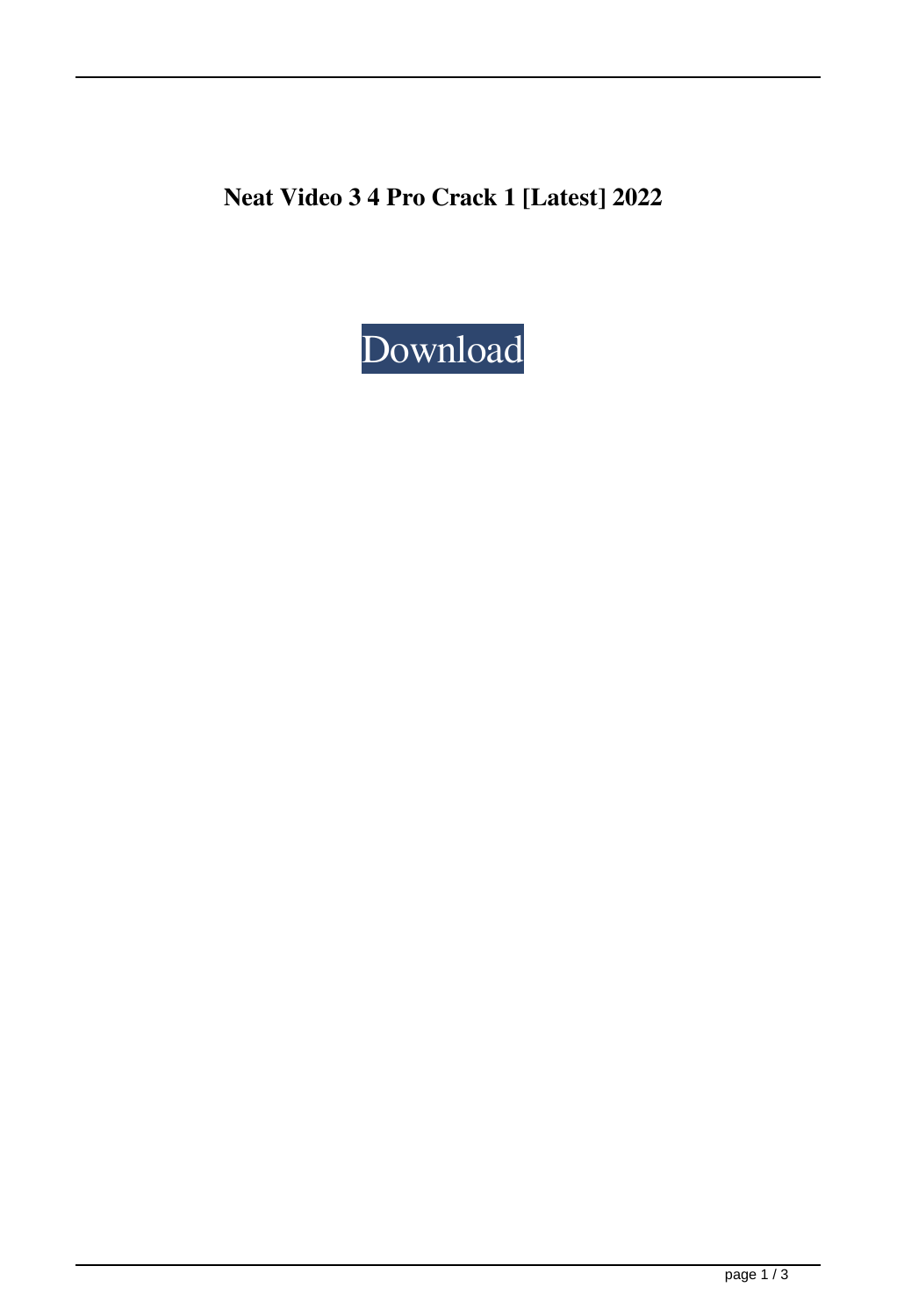**Neat Video 3 4 Pro Crack 1 [Latest] 2022**

Download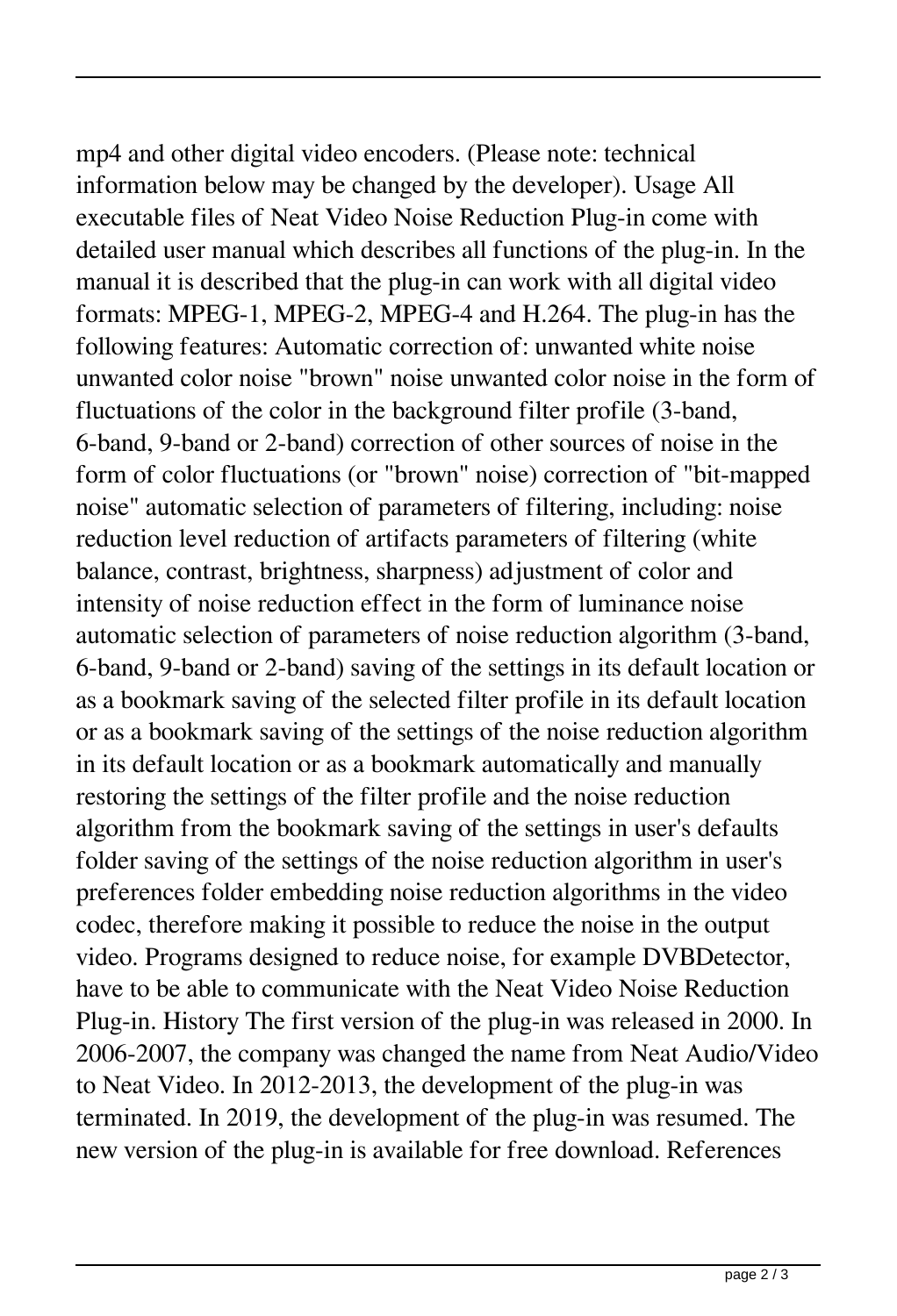mp4 and other digital video encoders. (Please note: technical information below may be changed by the developer). Usage All executable files of Neat Video Noise Reduction Plug-in come with detailed user manual which describes all functions of the plug-in. In the manual it is described that the plug-in can work with all digital video formats: MPEG-1, MPEG-2, MPEG-4 and H.264. The plug-in has the following features: Automatic correction of: unwanted white noise unwanted color noise "brown" noise unwanted color noise in the form of fluctuations of the color in the background filter profile (3-band, 6-band, 9-band or 2-band) correction of other sources of noise in the form of color fluctuations (or "brown" noise) correction of "bit-mapped noise" automatic selection of parameters of filtering, including: noise reduction level reduction of artifacts parameters of filtering (white balance, contrast, brightness, sharpness) adjustment of color and intensity of noise reduction effect in the form of luminance noise automatic selection of parameters of noise reduction algorithm (3-band, 6-band, 9-band or 2-band) saving of the settings in its default location or as a bookmark saving of the selected filter profile in its default location or as a bookmark saving of the settings of the noise reduction algorithm in its default location or as a bookmark automatically and manually restoring the settings of the filter profile and the noise reduction algorithm from the bookmark saving of the settings in user's defaults folder saving of the settings of the noise reduction algorithm in user's preferences folder embedding noise reduction algorithms in the video codec, therefore making it possible to reduce the noise in the output video. Programs designed to reduce noise, for example DVBDetector, have to be able to communicate with the Neat Video Noise Reduction Plug-in. History The first version of the plug-in was released in 2000. In 2006-2007, the company was changed the name from Neat Audio/Video to Neat Video. In 2012-2013, the development of the plug-in was terminated. In 2019, the development of the plug-in was resumed. The new version of the plug-in is available for free download. References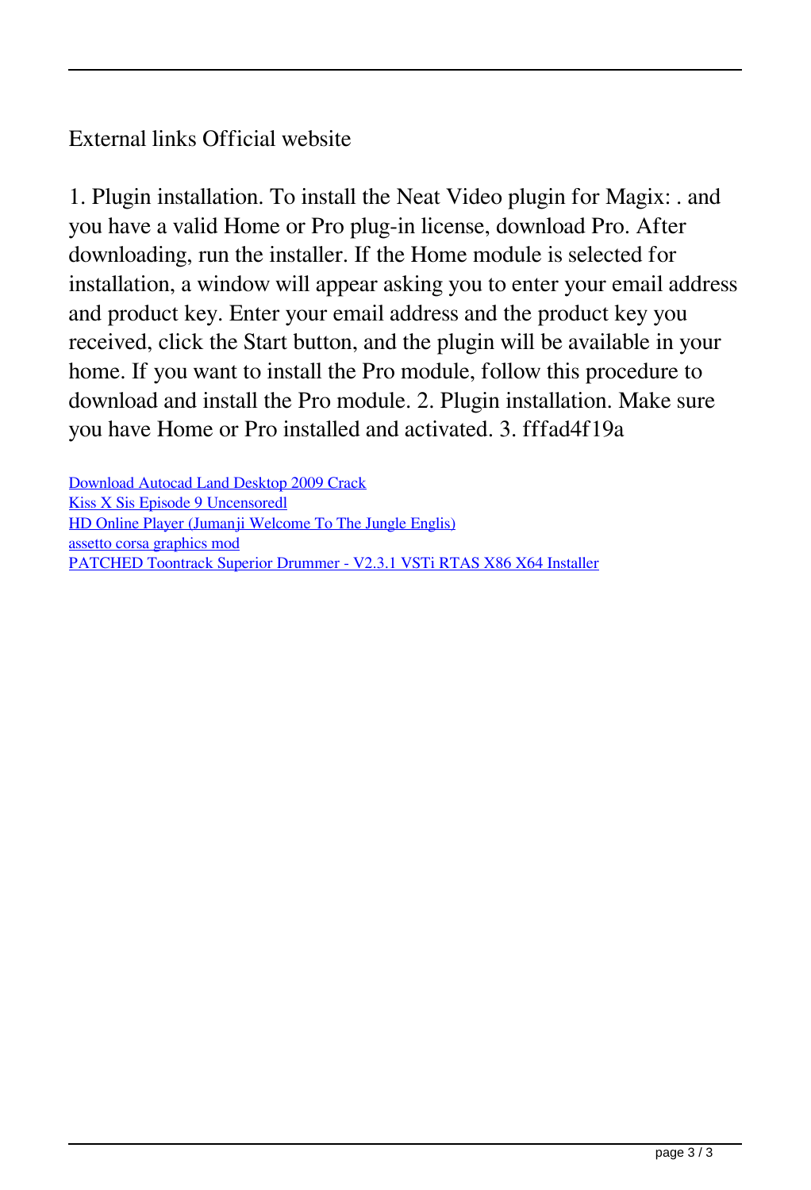External links Official website

1. Plugin installation. To install the Neat Video plugin for Magix: . and you have a valid Home or Pro plug-in license, download Pro. After downloading, run the installer. If the Home module is selected for installation, a window will appear asking you to enter your email address and product key. Enter your email address and the product key you received, click the Start button, and the plugin will be available in your home. If you want to install the Pro module, follow this procedure to download and install the Pro module. 2. Plugin installation. Make sure you have Home or Pro installed and activated. 3. fffad4f19a

Download Autocad Land Desktop 2009 Crack
Kiss X Sis Episode 9 Uncensoredl
HD Online Player (Jumanji Welcome To The Jungle Englis)
assetto corsa graphics mod
PATCHED Toontrack Superior Drummer - V2.3.1 VSTi RTAS X86 X64 Installer